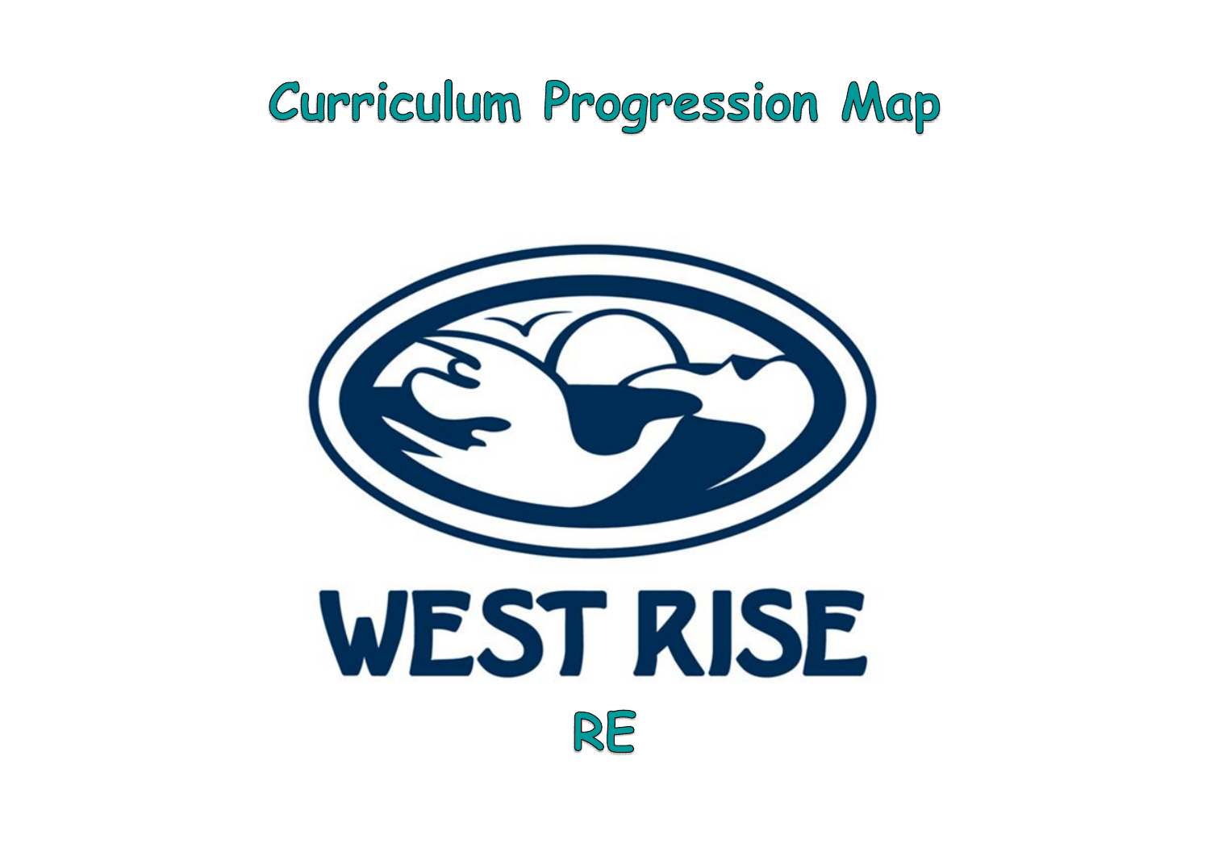# Curriculum Progression Map

WEST RISE

RE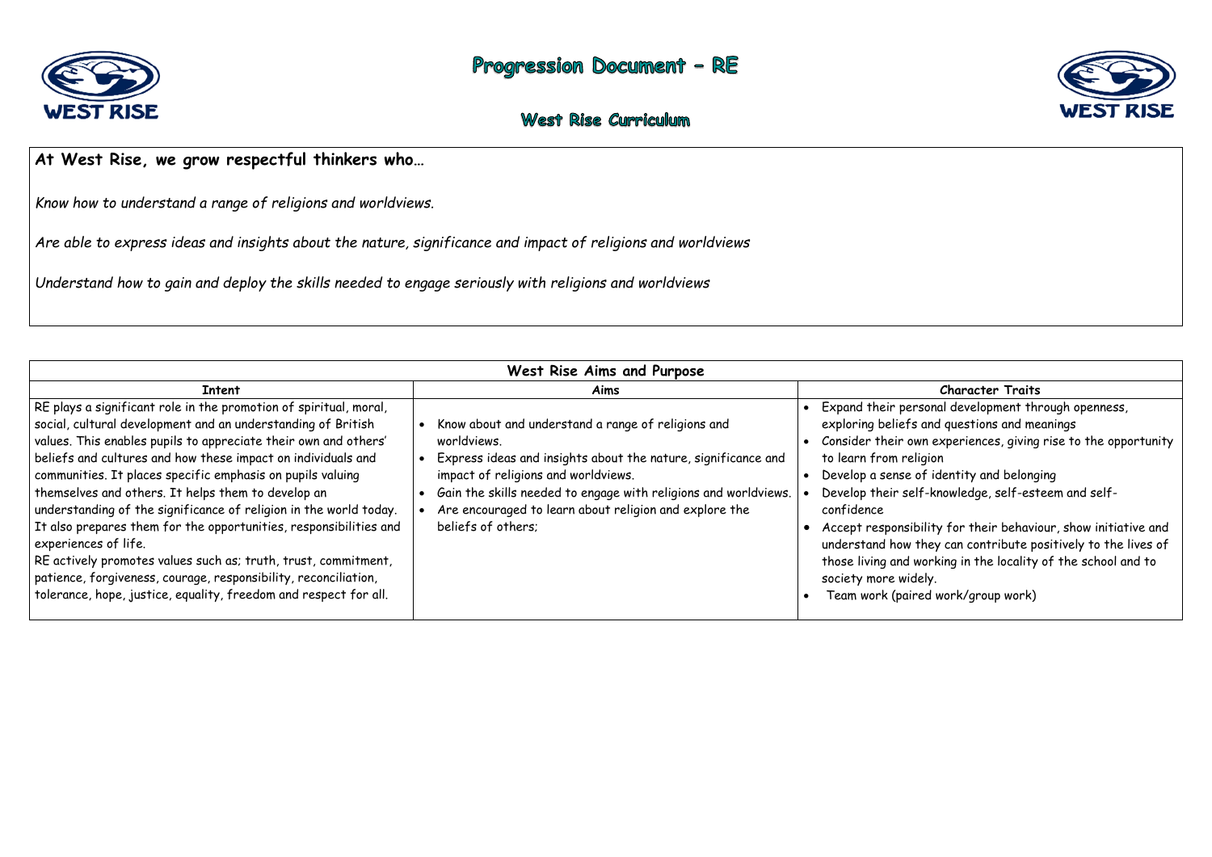# Progression Document – RE

## West Rise Curriculum

**At West Rise, we grow respectful thinkers who…**

*Know how to understand a range of religions and worldviews.*

*Are able to express ideas and insights about the nature, significance and impact of religions and worldviews*

*Understand how to gain and deploy the skills needed to engage seriously with religions and worldviews*

| West Rise Aims and Purpose | | |
|---|---|---|
| **Intent** | **Aims** | **Character Traits** |
| RE plays a significant role in the promotion of spiritual, moral, social, cultural development and an understanding of British values. This enables pupils to appreciate their own and others' beliefs and cultures and how these impact on individuals and communities. It places specific emphasis on pupils valuing themselves and others. It helps them to develop an understanding of the significance of religion in the world today. It also prepares them for the opportunities, responsibilities and experiences of life.<br>RE actively promotes values such as; truth, trust, commitment, patience, forgiveness, courage, responsibility, reconciliation, tolerance, hope, justice, equality, freedom and respect for all. | • Know about and understand a range of religions and worldviews.<br>• Express ideas and insights about the nature, significance and impact of religions and worldviews.<br>• Gain the skills needed to engage with religions and worldviews.<br>• Are encouraged to learn about religion and explore the beliefs of others; | • Expand their personal development through openness, exploring beliefs and questions and meanings<br>• Consider their own experiences, giving rise to the opportunity to learn from religion<br>• Develop a sense of identity and belonging<br>• Develop their self-knowledge, self-esteem and self-confidence<br>• Accept responsibility for their behaviour, show initiative and understand how they can contribute positively to the lives of those living and working in the locality of the school and to society more widely.<br>• Team work (paired work/group work) |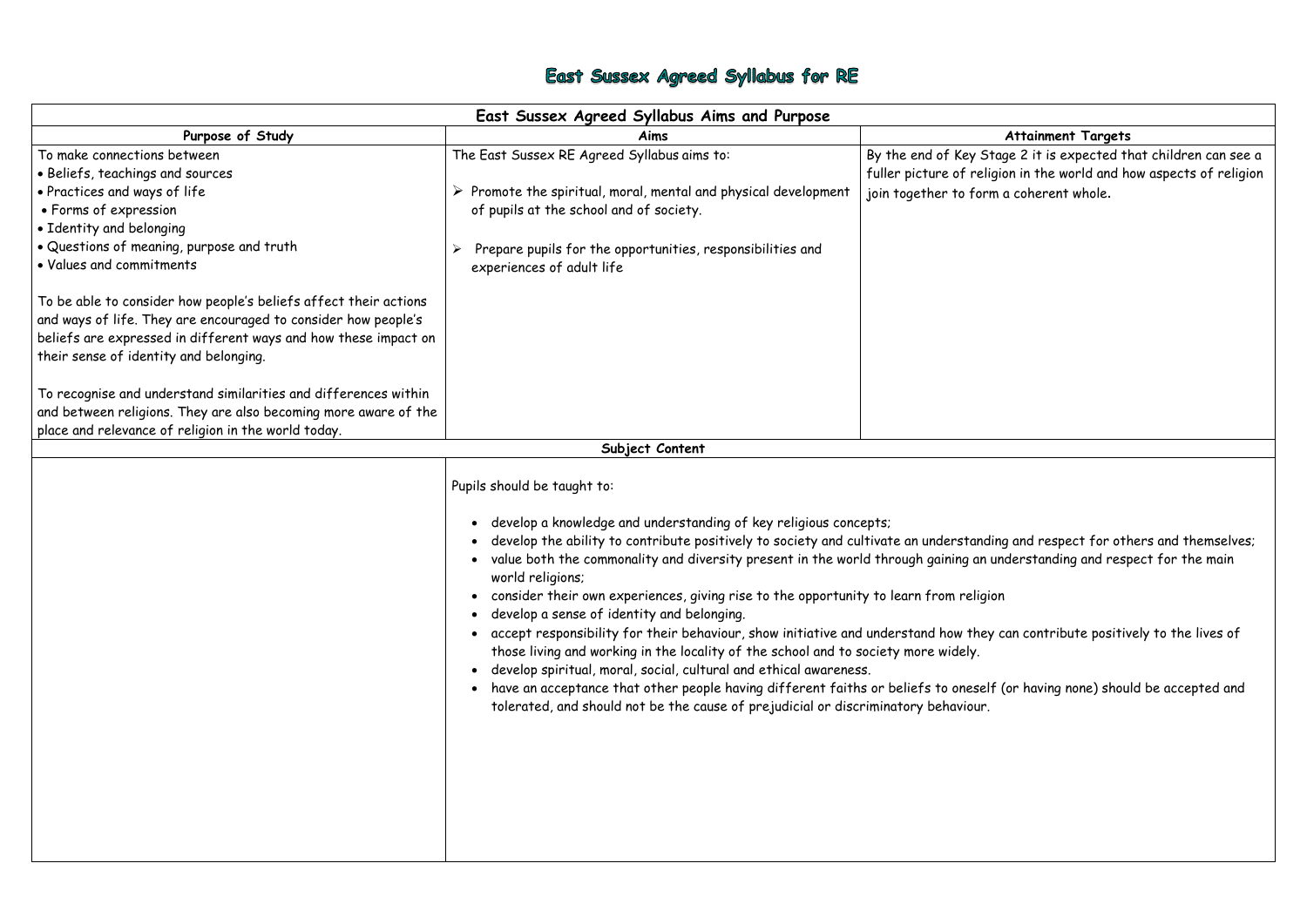# East Sussex Agreed Syllabus for RE

| East Sussex Agreed Syllabus Aims and Purpose | | |
|---|---|---|
| **Purpose of Study** | **Aims** | **Attainment Targets** |
| To make connections between<br>• Beliefs, teachings and sources<br>• Practices and ways of life<br>• Forms of expression<br>• Identity and belonging<br>• Questions of meaning, purpose and truth<br>• Values and commitments<br><br>To be able to consider how people's beliefs affect their actions and ways of life. They are encouraged to consider how people's beliefs are expressed in different ways and how these impact on their sense of identity and belonging.<br><br>To recognise and understand similarities and differences within and between religions. They are also becoming more aware of the place and relevance of religion in the world today. | The East Sussex RE Agreed Syllabus aims to:<br><br>➢ Promote the spiritual, moral, mental and physical development of pupils at the school and of society.<br><br>➢ Prepare pupils for the opportunities, responsibilities and experiences of adult life | By the end of Key Stage 2 it is expected that children can see a fuller picture of religion in the world and how aspects of religion join together to form a coherent whole. |
| **Subject Content** | | |
| | Pupils should be taught to:<br><br>• develop a knowledge and understanding of key religious concepts;<br>• develop the ability to contribute positively to society and cultivate an understanding and respect for others and themselves;<br>• value both the commonality and diversity present in the world through gaining an understanding and respect for the main world religions;<br>• consider their own experiences, giving rise to the opportunity to learn from religion<br>• develop a sense of identity and belonging.<br>• accept responsibility for their behaviour, show initiative and understand how they can contribute positively to the lives of those living and working in the locality of the school and to society more widely.<br>• develop spiritual, moral, social, cultural and ethical awareness.<br>• have an acceptance that other people having different faiths or beliefs to oneself (or having none) should be accepted and tolerated, and should not be the cause of prejudicial or discriminatory behaviour. | |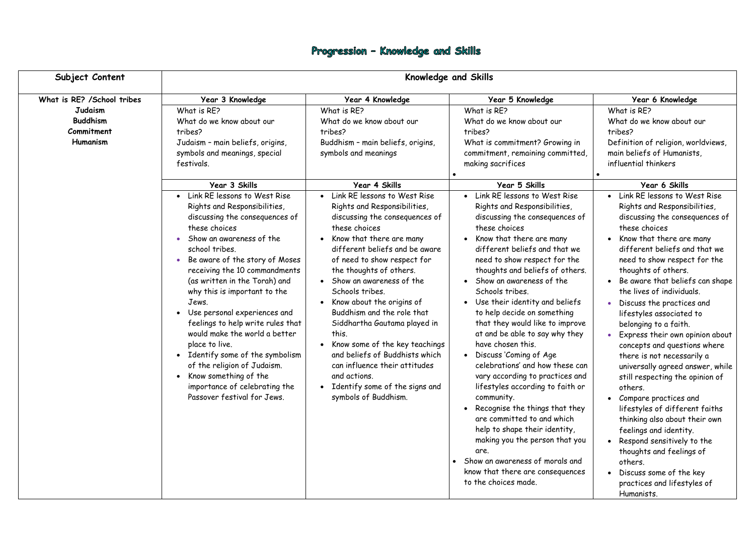# Progression – Knowledge and Skills

| Subject Content | Knowledge and Skills | | | |
|---|---|---|---|---|
| **What is RE? /School tribes**<br>**Judaism**<br>**Buddhism**<br>**Commitment**<br>**Humanism** | **Year 3 Knowledge** | **Year 4 Knowledge** | **Year 5 Knowledge** | **Year 6 Knowledge** |
| | What is RE?<br>What do we know about our tribes?<br>Judaism – main beliefs, origins, symbols and meanings, special festivals. | What is RE?<br>What do we know about our tribes?<br>Buddhism – main beliefs, origins, symbols and meanings | What is RE?<br>What do we know about our tribes?<br>What is commitment? Growing in commitment, remaining committed, making sacrifices | What is RE?<br>What do we know about our tribes?<br>Definition of religion, worldviews, main beliefs of Humanists, influential thinkers |
| | **Year 3 Skills** | **Year 4 Skills** | **Year 5 Skills** | **Year 6 Skills** |
| | • Link RE lessons to West Rise Rights and Responsibilities, discussing the consequences of these choices<br>• Show an awareness of the school tribes.<br>• Be aware of the story of Moses receiving the 10 commandments (as written in the Torah) and why this is important to the Jews.<br>• Use personal experiences and feelings to help write rules that would make the world a better place to live.<br>• Identify some of the symbolism of the religion of Judaism.<br>• Know something of the importance of celebrating the Passover festival for Jews. | • Link RE lessons to West Rise Rights and Responsibilities, discussing the consequences of these choices<br>• Know that there are many different beliefs and be aware of need to show respect for the thoughts of others.<br>• Show an awareness of the Schools tribes.<br>• Know about the origins of Buddhism and the role that Siddhartha Gautama played in this.<br>• Know some of the key teachings and beliefs of Buddhists which can influence their attitudes and actions.<br>• Identify some of the signs and symbols of Buddhism. | • Link RE lessons to West Rise Rights and Responsibilities, discussing the consequences of these choices<br>• Know that there are many different beliefs and that we need to show respect for the thoughts and beliefs of others.<br>• Show an awareness of the Schools tribes.<br>• Use their identity and beliefs to help decide on something that they would like to improve at and be able to say why they have chosen this.<br>• Discuss 'Coming of Age celebrations' and how these can vary according to practices and lifestyles according to faith or community.<br>• Recognise the things that they are committed to and which help to shape their identity, making you the person that you are.<br>• Show an awareness of morals and know that there are consequences to the choices made. | • Link RE lessons to West Rise Rights and Responsibilities, discussing the consequences of these choices<br>• Know that there are many different beliefs and that we need to show respect for the thoughts of others.<br>• Be aware that beliefs can shape the lives of individuals.<br>• Discuss the practices and lifestyles associated to belonging to a faith.<br>• Express their own opinion about concepts and questions where there is not necessarily a universally agreed answer, while still respecting the opinion of others.<br>• Compare practices and lifestyles of different faiths thinking also about their own feelings and identity.<br>• Respond sensitively to the thoughts and feelings of others.<br>• Discuss some of the key practices and lifestyles of Humanists. |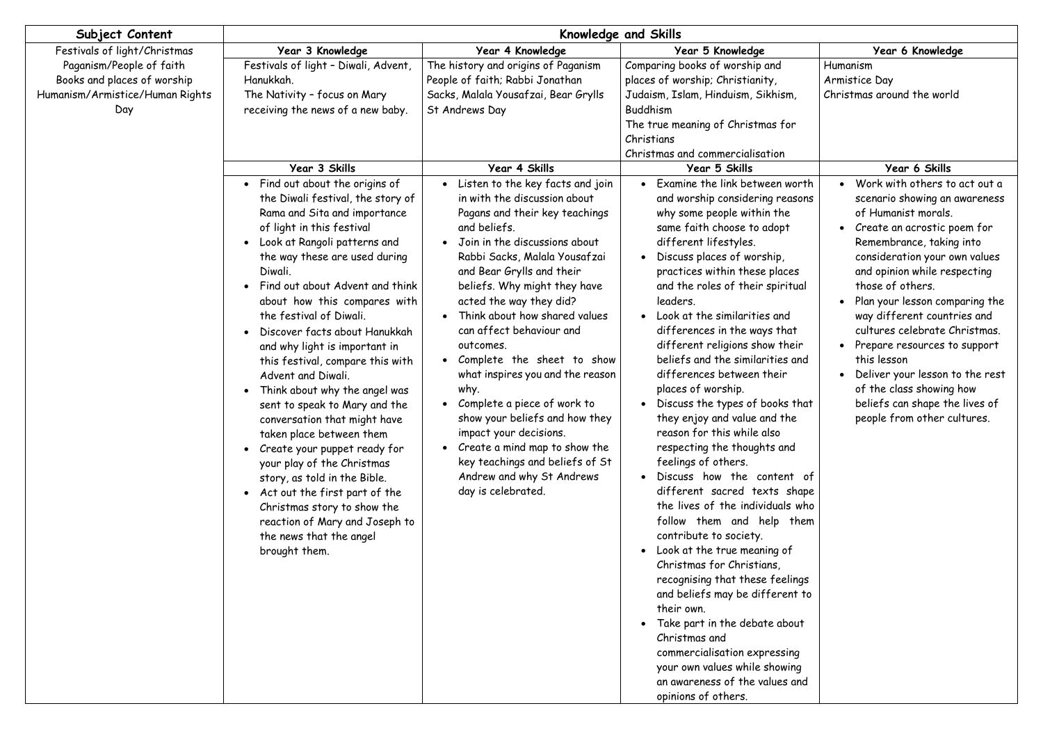| Subject Content | Knowledge and Skills | | | |
|---|---|---|---|---|
| Festivals of light/Christmas<br>Paganism/People of faith<br>Books and places of worship<br>Humanism/Armistice/Human Rights Day | **Year 3 Knowledge** | **Year 4 Knowledge** | **Year 5 Knowledge** | **Year 6 Knowledge** |
| | Festivals of light – Diwali, Advent, Hanukkah.<br>The Nativity – focus on Mary receiving the news of a new baby. | The history and origins of Paganism<br>People of faith; Rabbi Jonathan Sacks, Malala Yousafzai, Bear Grylls<br>St Andrews Day | Comparing books of worship and places of worship; Christianity, Judaism, Islam, Hinduism, Sikhism, Buddhism<br>The true meaning of Christmas for Christians<br>Christmas and commercialisation | Humanism<br>Armistice Day<br>Christmas around the world |
| | **Year 3 Skills** | **Year 4 Skills** | **Year 5 Skills** | **Year 6 Skills** |
| | • Find out about the origins of the Diwali festival, the story of Rama and Sita and importance of light in this festival<br>• Look at Rangoli patterns and the way these are used during Diwali.<br>• Find out about Advent and think about how this compares with the festival of Diwali.<br>• Discover facts about Hanukkah and why light is important in this festival, compare this with Advent and Diwali.<br>• Think about why the angel was sent to speak to Mary and the conversation that might have taken place between them<br>• Create your puppet ready for your play of the Christmas story, as told in the Bible.<br>• Act out the first part of the Christmas story to show the reaction of Mary and Joseph to the news that the angel brought them. | • Listen to the key facts and join in with the discussion about Pagans and their key teachings and beliefs.<br>• Join in the discussions about Rabbi Sacks, Malala Yousafzai and Bear Grylls and their beliefs. Why might they have acted the way they did?<br>• Think about how shared values can affect behaviour and outcomes.<br>• Complete the sheet to show what inspires you and the reason why.<br>• Complete a piece of work to show your beliefs and how they impact your decisions.<br>• Create a mind map to show the key teachings and beliefs of St Andrew and why St Andrews day is celebrated. | • Examine the link between worth and worship considering reasons why some people within the same faith choose to adopt different lifestyles.<br>• Discuss places of worship, practices within these places and the roles of their spiritual leaders.<br>• Look at the similarities and differences in the ways that different religions show their beliefs and the similarities and differences between their places of worship.<br>• Discuss the types of books that they enjoy and value and the reason for this while also respecting the thoughts and feelings of others.<br>• Discuss how the content of different sacred texts shape the lives of the individuals who follow them and help them contribute to society.<br>• Look at the true meaning of Christmas for Christians, recognising that these feelings and beliefs may be different to their own.<br>• Take part in the debate about Christmas and commercialisation expressing your own values while showing an awareness of the values and opinions of others. | • Work with others to act out a scenario showing an awareness of Humanist morals.<br>• Create an acrostic poem for Remembrance, taking into consideration your own values and opinion while respecting those of others.<br>• Plan your lesson comparing the way different countries and cultures celebrate Christmas.<br>• Prepare resources to support this lesson<br>• Deliver your lesson to the rest of the class showing how beliefs can shape the lives of people from other cultures. |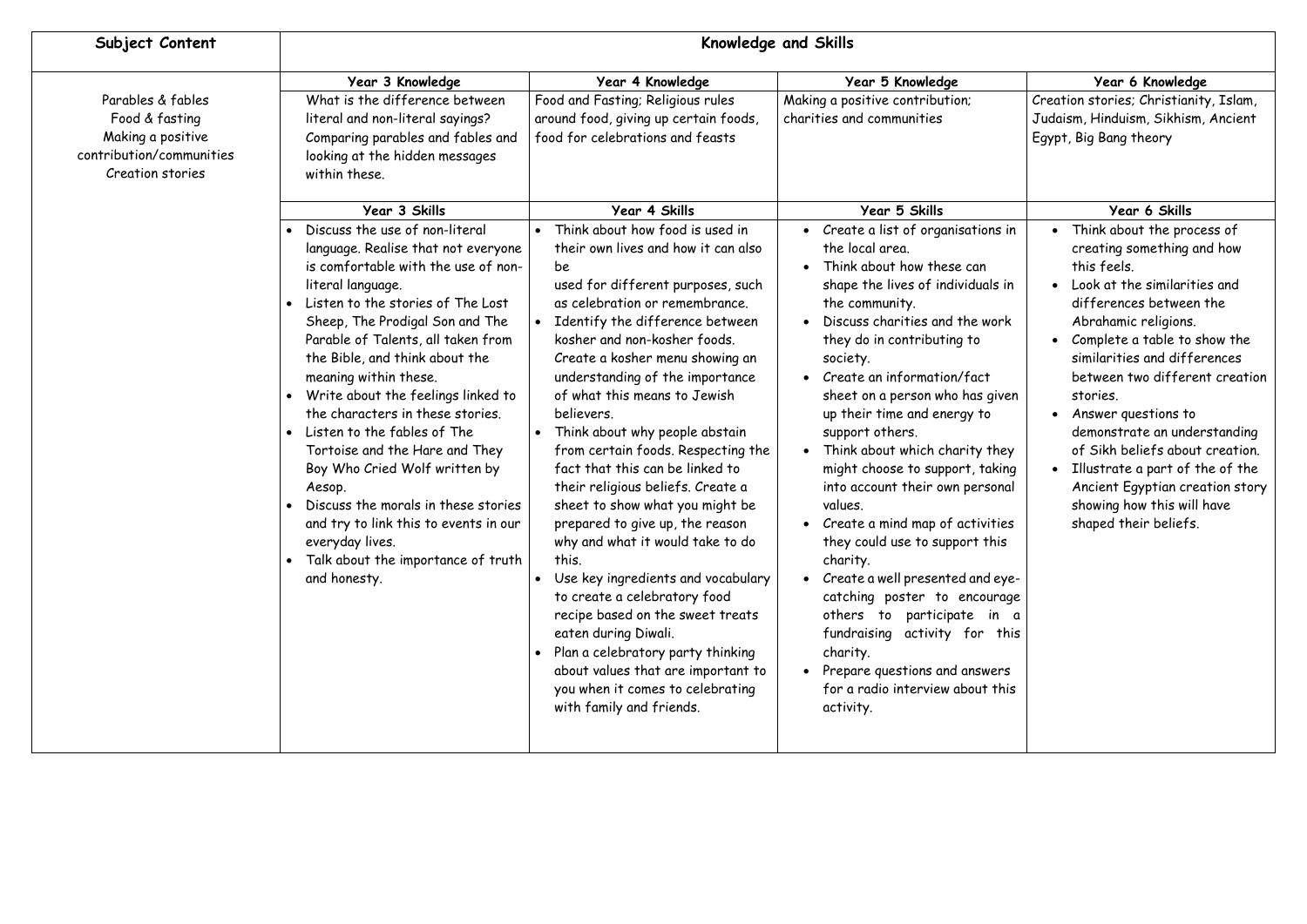| Subject Content | Knowledge and Skills | | | |
|---|---|---|---|---|
| | **Year 3 Knowledge** | **Year 4 Knowledge** | **Year 5 Knowledge** | **Year 6 Knowledge** |
| Parables & fables<br>Food & fasting<br>Making a positive contribution/communities<br>Creation stories | What is the difference between literal and non-literal sayings? Comparing parables and fables and looking at the hidden messages within these. | Food and Fasting; Religious rules around food, giving up certain foods, food for celebrations and feasts | Making a positive contribution; charities and communities | Creation stories; Christianity, Islam, Judaism, Hinduism, Sikhism, Ancient Egypt, Big Bang theory |
| | **Year 3 Skills** | **Year 4 Skills** | **Year 5 Skills** | **Year 6 Skills** |
| | • Discuss the use of non-literal language. Realise that not everyone is comfortable with the use of non-literal language.<br>• Listen to the stories of The Lost Sheep, The Prodigal Son and The Parable of Talents, all taken from the Bible, and think about the meaning within these.<br>• Write about the feelings linked to the characters in these stories.<br>• Listen to the fables of The Tortoise and the Hare and They Boy Who Cried Wolf written by Aesop.<br>• Discuss the morals in these stories and try to link this to events in our everyday lives.<br>• Talk about the importance of truth and honesty. | • Think about how food is used in their own lives and how it can also be used for different purposes, such as celebration or remembrance.<br>• Identify the difference between kosher and non-kosher foods. Create a kosher menu showing an understanding of the importance of what this means to Jewish believers.<br>• Think about why people abstain from certain foods. Respecting the fact that this can be linked to their religious beliefs. Create a sheet to show what you might be prepared to give up, the reason why and what it would take to do this.<br>• Use key ingredients and vocabulary to create a celebratory food recipe based on the sweet treats eaten during Diwali.<br>• Plan a celebratory party thinking about values that are important to you when it comes to celebrating with family and friends. | • Create a list of organisations in the local area.<br>• Think about how these can shape the lives of individuals in the community.<br>• Discuss charities and the work they do in contributing to society.<br>• Create an information/fact sheet on a person who has given up their time and energy to support others.<br>• Think about which charity they might choose to support, taking into account their own personal values.<br>• Create a mind map of activities they could use to support this charity.<br>• Create a well presented and eye-catching poster to encourage others to participate in a fundraising activity for this charity.<br>• Prepare questions and answers for a radio interview about this activity. | • Think about the process of creating something and how this feels.<br>• Look at the similarities and differences between the Abrahamic religions.<br>• Complete a table to show the similarities and differences between two different creation stories.<br>• Answer questions to demonstrate an understanding of Sikh beliefs about creation.<br>• Illustrate a part of the of the Ancient Egyptian creation story showing how this will have shaped their beliefs. |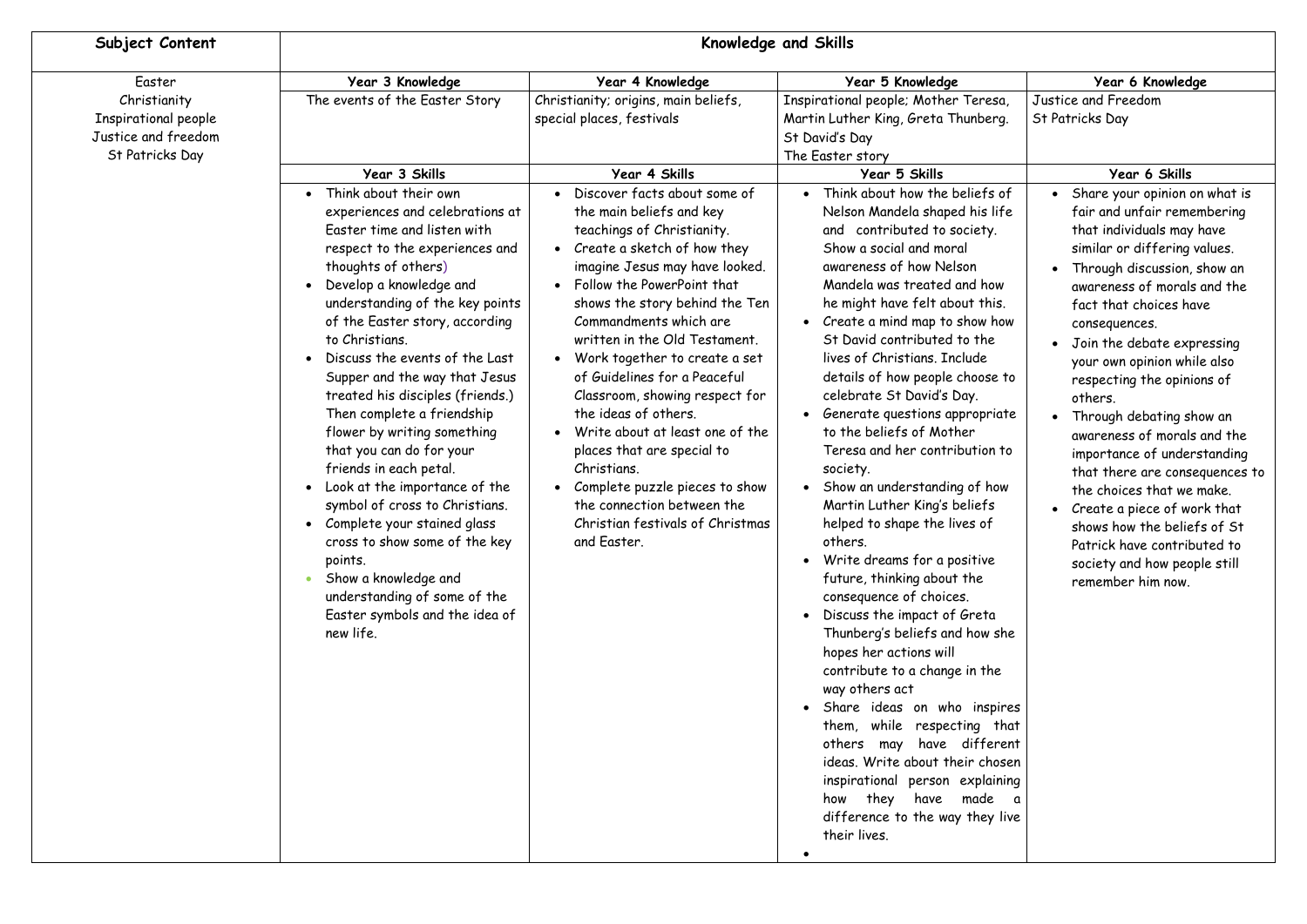| Subject Content | Knowledge and Skills | | | |
|---|---|---|---|---|
| Easter<br>Christianity<br>Inspirational people<br>Justice and freedom<br>St Patricks Day | **Year 3 Knowledge** | **Year 4 Knowledge** | **Year 5 Knowledge** | **Year 6 Knowledge** |
| | The events of the Easter Story | Christianity; origins, main beliefs, special places, festivals | Inspirational people; Mother Teresa, Martin Luther King, Greta Thunberg.<br>St David's Day<br>The Easter story | Justice and Freedom<br>St Patricks Day |
| | **Year 3 Skills** | **Year 4 Skills** | **Year 5 Skills** | **Year 6 Skills** |
| | • Think about their own experiences and celebrations at Easter time and listen with respect to the experiences and thoughts of others)<br>• Develop a knowledge and understanding of the key points of the Easter story, according to Christians.<br>• Discuss the events of the Last Supper and the way that Jesus treated his disciples (friends.) Then complete a friendship flower by writing something that you can do for your friends in each petal.<br>• Look at the importance of the symbol of cross to Christians.<br>• Complete your stained glass cross to show some of the key points.<br>• Show a knowledge and understanding of some of the Easter symbols and the idea of new life. | • Discover facts about some of the main beliefs and key teachings of Christianity.<br>• Create a sketch of how they imagine Jesus may have looked.<br>• Follow the PowerPoint that shows the story behind the Ten Commandments which are written in the Old Testament.<br>• Work together to create a set of Guidelines for a Peaceful Classroom, showing respect for the ideas of others.<br>• Write about at least one of the places that are special to Christians.<br>• Complete puzzle pieces to show the connection between the Christian festivals of Christmas and Easter. | • Think about how the beliefs of Nelson Mandela shaped his life and contributed to society. Show a social and moral awareness of how Nelson Mandela was treated and how he might have felt about this.<br>• Create a mind map to show how St David contributed to the lives of Christians. Include details of how people choose to celebrate St David's Day.<br>• Generate questions appropriate to the beliefs of Mother Teresa and her contribution to society.<br>• Show an understanding of how Martin Luther King's beliefs helped to shape the lives of others.<br>• Write dreams for a positive future, thinking about the consequence of choices.<br>• Discuss the impact of Greta Thunberg's beliefs and how she hopes her actions will contribute to a change in the way others act<br>• Share ideas on who inspires them, while respecting that others may have different ideas. Write about their chosen inspirational person explaining how they have made a difference to the way they live their lives.<br>• | • Share your opinion on what is fair and unfair remembering that individuals may have similar or differing values.<br>• Through discussion, show an awareness of morals and the fact that choices have consequences.<br>• Join the debate expressing your own opinion while also respecting the opinions of others.<br>• Through debating show an awareness of morals and the importance of understanding that there are consequences to the choices that we make.<br>• Create a piece of work that shows how the beliefs of St Patrick have contributed to society and how people still remember him now. |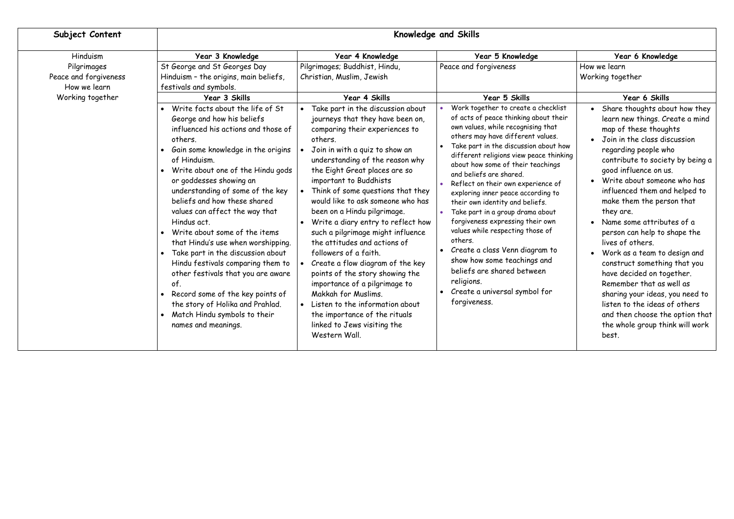| Subject Content | Knowledge and Skills | | | |
|---|---|---|---|---|
| Hinduism<br>Pilgrimages<br>Peace and forgiveness<br>How we learn<br>Working together | **Year 3 Knowledge** | **Year 4 Knowledge** | **Year 5 Knowledge** | **Year 6 Knowledge** |
| | St George and St Georges Day<br>Hinduism – the origins, main beliefs, festivals and symbols. | Pilgrimages; Buddhist, Hindu, Christian, Muslim, Jewish | Peace and forgiveness | How we learn<br>Working together |
| | **Year 3 Skills** | **Year 4 Skills** | **Year 5 Skills** | **Year 6 Skills** |
| | • Write facts about the life of St George and how his beliefs influenced his actions and those of others.<br>• Gain some knowledge in the origins of Hinduism.<br>• Write about one of the Hindu gods or goddesses showing an understanding of some of the key beliefs and how these shared values can affect the way that Hindus act.<br>• Write about some of the items that Hindu's use when worshipping.<br>• Take part in the discussion about Hindu festivals comparing them to other festivals that you are aware of.<br>• Record some of the key points of the story of Holika and Prahlad.<br>• Match Hindu symbols to their names and meanings. | • Take part in the discussion about journeys that they have been on, comparing their experiences to others.<br>• Join in with a quiz to show an understanding of the reason why the Eight Great places are so important to Buddhists<br>• Think of some questions that they would like to ask someone who has been on a Hindu pilgrimage.<br>• Write a diary entry to reflect how such a pilgrimage might influence the attitudes and actions of followers of a faith.<br>• Create a flow diagram of the key points of the story showing the importance of a pilgrimage to Makkah for Muslims.<br>• Listen to the information about the importance of the rituals linked to Jews visiting the Western Wall. | • Work together to create a checklist of acts of peace thinking about their own values, while recognising that others may have different values.<br>• Take part in the discussion about how different religions view peace thinking about how some of their teachings and beliefs are shared.<br>• Reflect on their own experience of exploring inner peace according to their own identity and beliefs.<br>• Take part in a group drama about forgiveness expressing their own values while respecting those of others.<br>• Create a class Venn diagram to show how some teachings and beliefs are shared between religions.<br>• Create a universal symbol for forgiveness. | • Share thoughts about how they learn new things. Create a mind map of these thoughts<br>• Join in the class discussion regarding people who contribute to society by being a good influence on us.<br>• Write about someone who has influenced them and helped to make them the person that they are.<br>• Name some attributes of a person can help to shape the lives of others.<br>• Work as a team to design and construct something that you have decided on together. Remember that as well as sharing your ideas, you need to listen to the ideas of others and then choose the option that the whole group think will work best. |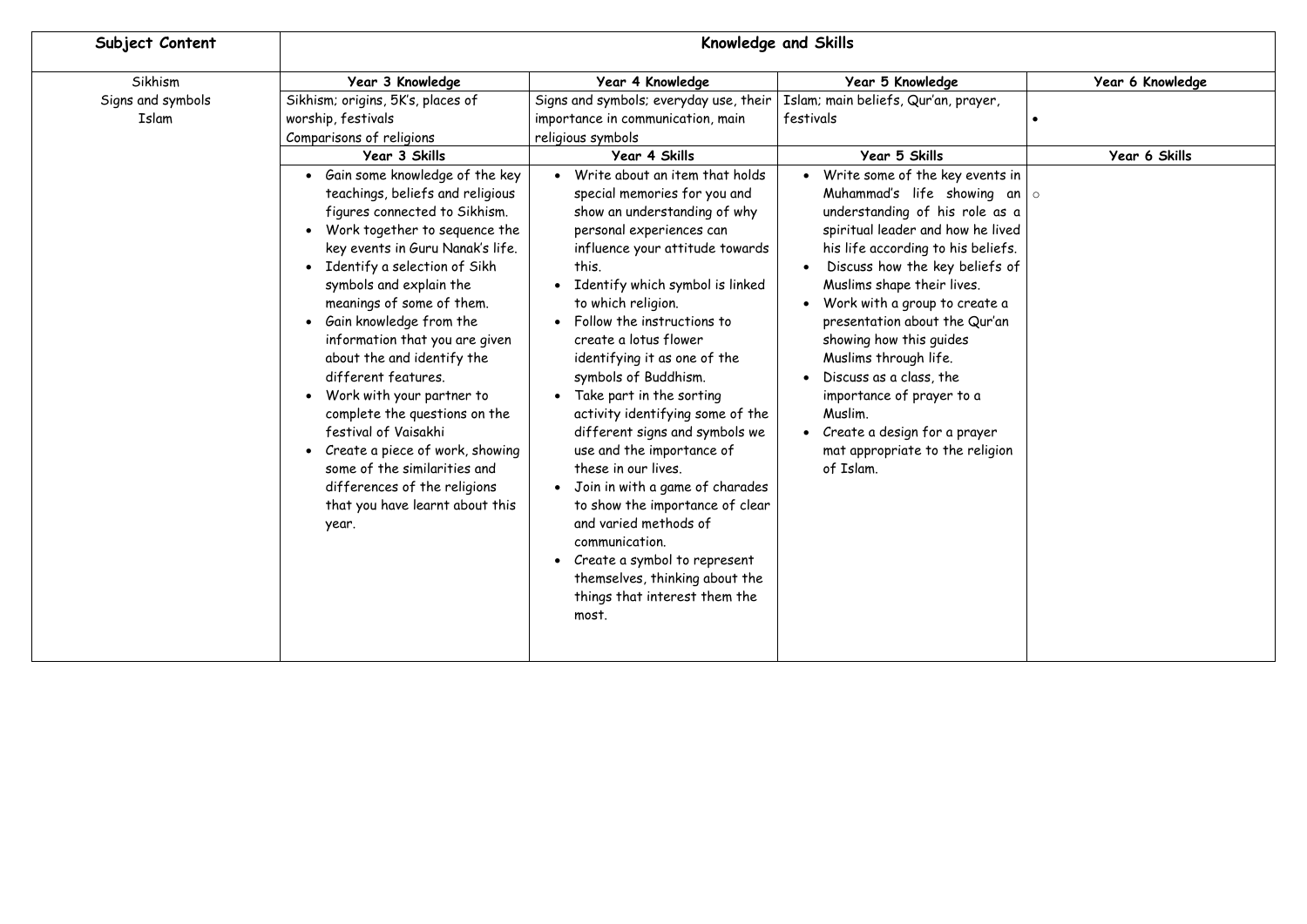| Subject Content | Knowledge and Skills | | | |
|---|---|---|---|---|
| Sikhism<br>Signs and symbols<br>Islam | **Year 3 Knowledge** | **Year 4 Knowledge** | **Year 5 Knowledge** | **Year 6 Knowledge** |
| | Sikhism; origins, 5K's, places of worship, festivals<br>Comparisons of religions | Signs and symbols; everyday use, their importance in communication, main religious symbols | Islam; main beliefs, Qur'an, prayer, festivals | • |
| | **Year 3 Skills** | **Year 4 Skills** | **Year 5 Skills** | **Year 6 Skills** |
| | • Gain some knowledge of the key teachings, beliefs and religious figures connected to Sikhism.<br>• Work together to sequence the key events in Guru Nanak's life.<br>• Identify a selection of Sikh symbols and explain the meanings of some of them.<br>• Gain knowledge from the information that you are given about the and identify the different features.<br>• Work with your partner to complete the questions on the festival of Vaisakhi<br>• Create a piece of work, showing some of the similarities and differences of the religions that you have learnt about this year. | • Write about an item that holds special memories for you and show an understanding of why personal experiences can influence your attitude towards this.<br>• Identify which symbol is linked to which religion.<br>• Follow the instructions to create a lotus flower identifying it as one of the symbols of Buddhism.<br>• Take part in the sorting activity identifying some of the different signs and symbols we use and the importance of these in our lives.<br>• Join in with a game of charades to show the importance of clear and varied methods of communication.<br>• Create a symbol to represent themselves, thinking about the things that interest them the most. | • Write some of the key events in Muhammad's life showing an understanding of his role as a spiritual leader and how he lived his life according to his beliefs.<br>• Discuss how the key beliefs of Muslims shape their lives.<br>• Work with a group to create a presentation about the Qur'an showing how this guides Muslims through life.<br>• Discuss as a class, the importance of prayer to a Muslim.<br>• Create a design for a prayer mat appropriate to the religion of Islam. | ○ |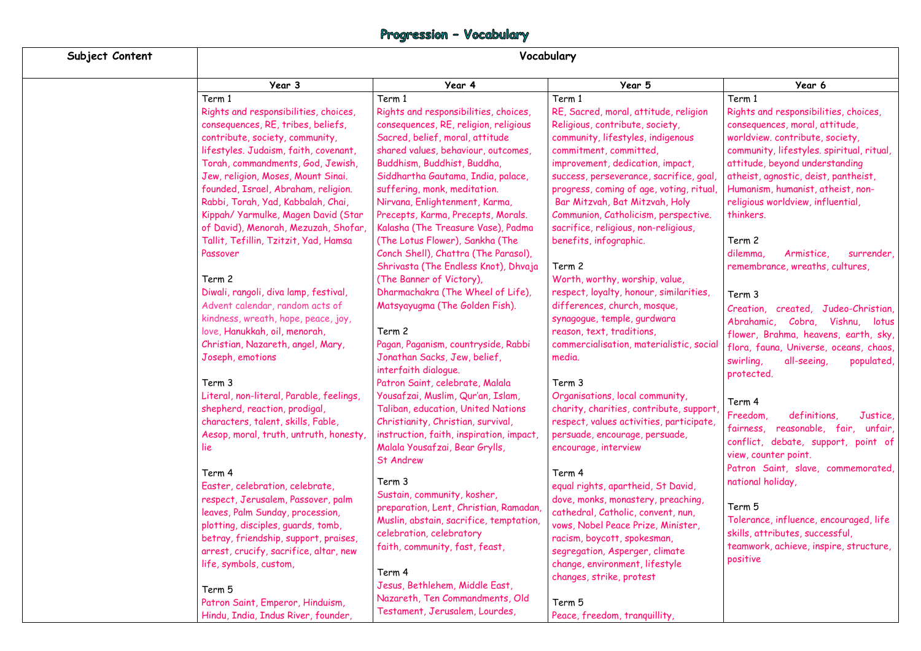# Progression – Vocabulary

| Subject Content | Vocabulary | | | |
|---|---|---|---|---|
| | **Year 3** | **Year 4** | **Year 5** | **Year 6** |
| | Term 1<br>Rights and responsibilities, choices, consequences, RE, tribes, beliefs, contribute, society, community, lifestyles. Judaism, faith, covenant, Torah, commandments, God, Jewish, Jew, religion, Moses, Mount Sinai. founded, Israel, Abraham, religion. Rabbi, Torah, Yad, Kabbalah, Chai, Kippah/ Yarmulke, Magen David (Star of David), Menorah, Mezuzah, Shofar, Tallit, Tefillin, Tzitzit, Yad, Hamsa Passover<br><br>Term 2<br>Diwali, rangoli, diva lamp, festival, Advent calendar, random acts of kindness, wreath, hope, peace, joy, love, Hanukkah, oil, menorah, Christian, Nazareth, angel, Mary, Joseph, emotions<br><br>Term 3<br>Literal, non-literal, Parable, feelings, shepherd, reaction, prodigal, characters, talent, skills, Fable, Aesop, moral, truth, untruth, honesty, lie<br><br>Term 4<br>Easter, celebration, celebrate, respect, Jerusalem, Passover, palm leaves, Palm Sunday, procession, plotting, disciples, guards, tomb, betray, friendship, support, praises, arrest, crucify, sacrifice, altar, new life, symbols, custom,<br><br>Term 5<br>Patron Saint, Emperor, Hinduism, Hindu, India, Indus River, founder, | Term 1<br>Rights and responsibilities, choices, consequences, RE, religion, religious Sacred, belief, moral, attitude shared values, behaviour, outcomes, Buddhism, Buddhist, Buddha, Siddhartha Gautama, India, palace, suffering, monk, meditation. Nirvana, Enlightenment, Karma, Precepts, Karma, Precepts, Morals. Kalasha (The Treasure Vase), Padma (The Lotus Flower), Sankha (The Conch Shell), Chattra (The Parasol), Shrivasta (The Endless Knot), Dhvaja (The Banner of Victory), Dharmachakra (The Wheel of Life), Matsyayugma (The Golden Fish).<br><br>Term 2<br>Pagan, Paganism, countryside, Rabbi Jonathan Sacks, Jew, belief, interfaith dialogue.<br>Patron Saint, celebrate, Malala Yousafzai, Muslim, Qur'an, Islam, Taliban, education, United Nations Christianity, Christian, survival, instruction, faith, inspiration, impact, Malala Yousafzai, Bear Grylls, St Andrew<br><br>Term 3<br>Sustain, community, kosher, preparation, Lent, Christian, Ramadan, Muslin, abstain, sacrifice, temptation, celebration, celebratory faith, community, fast, feast,<br><br>Term 4<br>Jesus, Bethlehem, Middle East, Nazareth, Ten Commandments, Old Testament, Jerusalem, Lourdes, | Term 1<br>RE, Sacred, moral, attitude, religion Religious, contribute, society, community, lifestyles, indigenous commitment, committed, improvement, dedication, impact, success, perseverance, sacrifice, goal, progress, coming of age, voting, ritual, Bar Mitzvah, Bat Mitzvah, Holy Communion, Catholicism, perspective. sacrifice, religious, non-religious, benefits, infographic.<br><br>Term 2<br>Worth, worthy, worship, value, respect, loyalty, honour, similarities, differences, church, mosque, synagogue, temple, gurdwara reason, text, traditions, commercialisation, materialistic, social media.<br><br>Term 3<br>Organisations, local community, charity, charities, contribute, support, respect, values activities, participate, persuade, encourage, persuade, encourage, interview<br><br>Term 4<br>equal rights, apartheid, St David, dove, monks, monastery, preaching, cathedral, Catholic, convent, nun, vows, Nobel Peace Prize, Minister, racism, boycott, spokesman, segregation, Asperger, climate change, environment, lifestyle changes, strike, protest<br><br>Term 5<br>Peace, freedom, tranquillity, | Term 1<br>Rights and responsibilities, choices, consequences, moral, attitude, worldview. contribute, society, community, lifestyles. spiritual, ritual, attitude, beyond understanding atheist, agnostic, deist, pantheist, Humanism, humanist, atheist, non-religious worldview, influential, thinkers.<br><br>Term 2<br>dilemma, Armistice, surrender, remembrance, wreaths, cultures,<br><br>Term 3<br>Creation, created, Judeo-Christian, Abrahamic, Cobra, Vishnu, lotus flower, Brahma, heavens, earth, sky, flora, fauna, Universe, oceans, chaos, swirling, all-seeing, populated, protected.<br><br>Term 4<br>Freedom, definitions, Justice, fairness, reasonable, fair, unfair, conflict, debate, support, point of view, counter point.<br>Patron Saint, slave, commemorated, national holiday,<br><br>Term 5<br>Tolerance, influence, encouraged, life skills, attributes, successful, teamwork, achieve, inspire, structure, positive |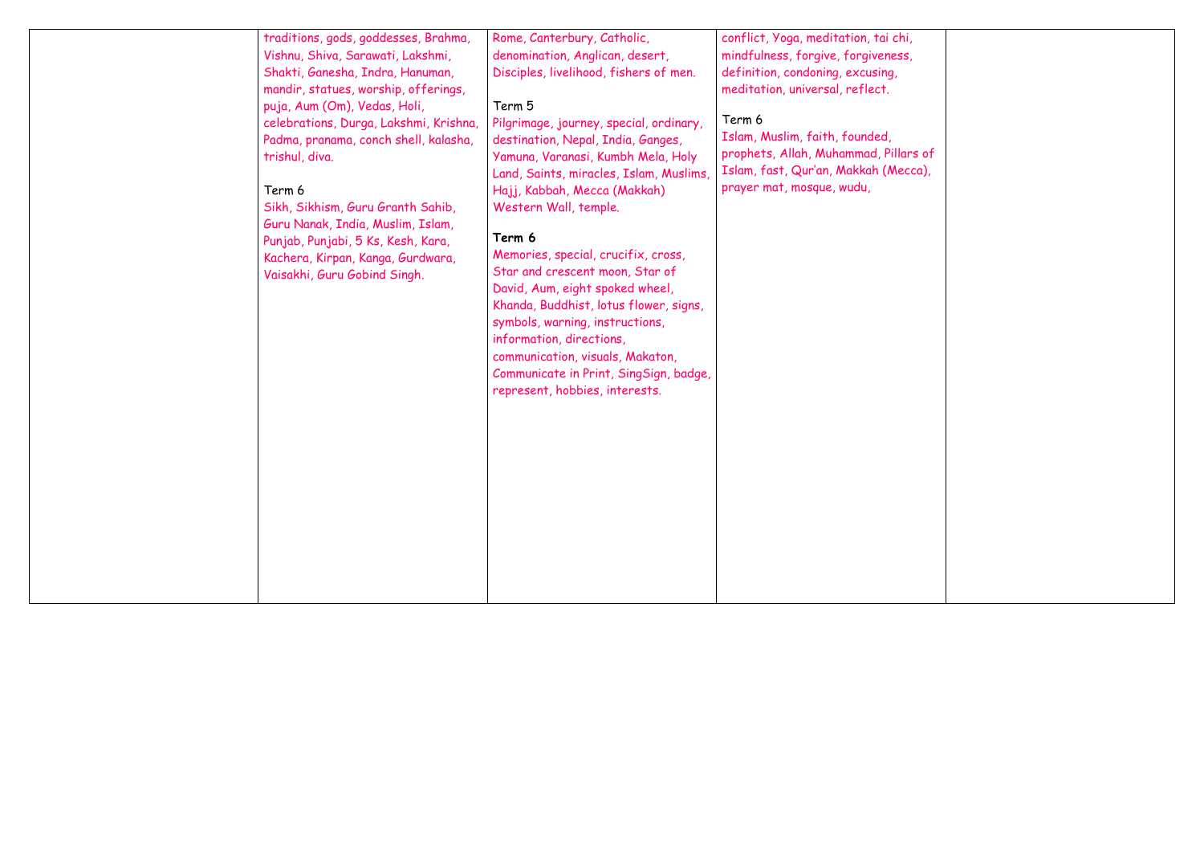|  | traditions, gods, goddesses, Brahma, Vishnu, Shiva, Sarawati, Lakshmi, Shakti, Ganesha, Indra, Hanuman, mandir, statues, worship, offerings, puja, Aum (Om), Vedas, Holi, celebrations, Durga, Lakshmi, Krishna, Padma, pranama, conch shell, kalasha, trishul, diva.<br><br>Term 6<br>Sikh, Sikhism, Guru Granth Sahib, Guru Nanak, India, Muslim, Islam, Punjab, Punjabi, 5 Ks, Kesh, Kara, Kachera, Kirpan, Kanga, Gurdwara, Vaisakhi, Guru Gobind Singh. | Rome, Canterbury, Catholic, denomination, Anglican, desert, Disciples, livelihood, fishers of men.<br><br>Term 5<br>Pilgrimage, journey, special, ordinary, destination, Nepal, India, Ganges, Yamuna, Varanasi, Kumbh Mela, Holy Land, Saints, miracles, Islam, Muslims, Hajj, Kabbah, Mecca (Makkah) Western Wall, temple.<br><br>**Term 6**<br>Memories, special, crucifix, cross, Star and crescent moon, Star of David, Aum, eight spoked wheel, Khanda, Buddhist, lotus flower, signs, symbols, warning, instructions, information, directions, communication, visuals, Makaton, Communicate in Print, SingSign, badge, represent, hobbies, interests. | conflict, Yoga, meditation, tai chi, mindfulness, forgive, forgiveness, definition, condoning, excusing, meditation, universal, reflect.<br><br>Term 6<br>Islam, Muslim, faith, founded, prophets, Allah, Muhammad, Pillars of Islam, fast, Qur'an, Makkah (Mecca), prayer mat, mosque, wudu, |  |
|---|---|---|---|---|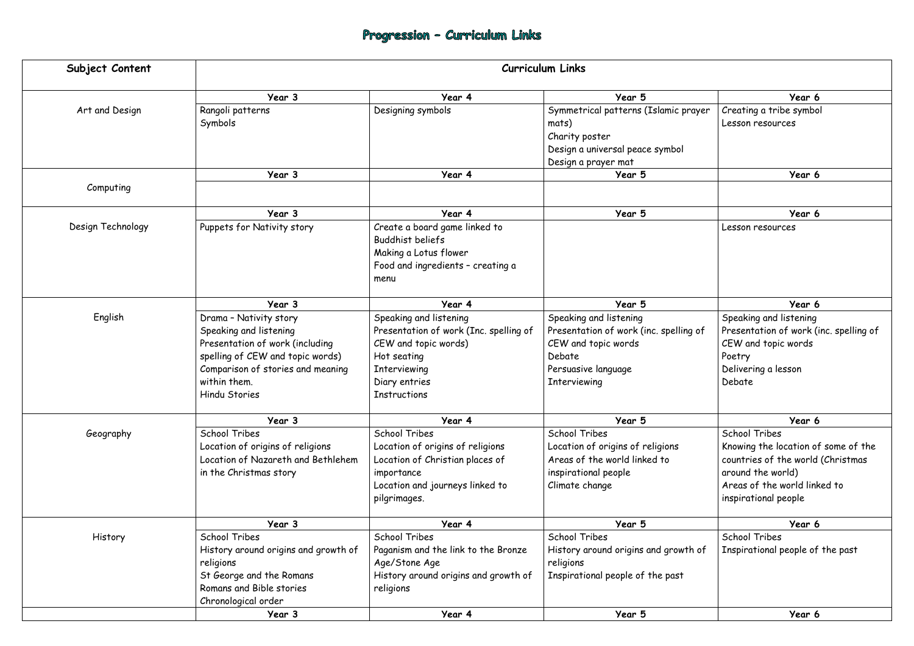# Progression – Curriculum Links

| Subject Content | Curriculum Links | | | |
|---|---|---|---|---|
| | **Year 3** | **Year 4** | **Year 5** | **Year 6** |
| Art and Design | Rangoli patterns<br>Symbols | Designing symbols | Symmetrical patterns (Islamic prayer mats)<br>Charity poster<br>Design a universal peace symbol<br>Design a prayer mat | Creating a tribe symbol<br>Lesson resources |
| | **Year 3** | **Year 4** | **Year 5** | **Year 6** |
| Computing | | | | |
| | **Year 3** | **Year 4** | **Year 5** | **Year 6** |
| Design Technology | Puppets for Nativity story | Create a board game linked to Buddhist beliefs<br>Making a Lotus flower<br>Food and ingredients – creating a menu | | Lesson resources |
| | **Year 3** | **Year 4** | **Year 5** | **Year 6** |
| English | Drama – Nativity story<br>Speaking and listening<br>Presentation of work (including spelling of CEW and topic words)<br>Comparison of stories and meaning within them.<br>Hindu Stories | Speaking and listening<br>Presentation of work (Inc. spelling of CEW and topic words)<br>Hot seating<br>Interviewing<br>Diary entries<br>Instructions | Speaking and listening<br>Presentation of work (inc. spelling of CEW and topic words<br>Debate<br>Persuasive language<br>Interviewing | Speaking and listening<br>Presentation of work (inc. spelling of CEW and topic words<br>Poetry<br>Delivering a lesson<br>Debate |
| | **Year 3** | **Year 4** | **Year 5** | **Year 6** |
| Geography | School Tribes<br>Location of origins of religions<br>Location of Nazareth and Bethlehem in the Christmas story | School Tribes<br>Location of origins of religions<br>Location of Christian places of importance<br>Location and journeys linked to pilgrimages. | School Tribes<br>Location of origins of religions<br>Areas of the world linked to inspirational people<br>Climate change | School Tribes<br>Knowing the location of some of the countries of the world (Christmas around the world)<br>Areas of the world linked to inspirational people |
| | **Year 3** | **Year 4** | **Year 5** | **Year 6** |
| History | School Tribes<br>History around origins and growth of religions<br>St George and the Romans<br>Romans and Bible stories<br>Chronological order | School Tribes<br>Paganism and the link to the Bronze Age/Stone Age<br>History around origins and growth of religions | School Tribes<br>History around origins and growth of religions<br>Inspirational people of the past | School Tribes<br>Inspirational people of the past |
| | **Year 3** | **Year 4** | **Year 5** | **Year 6** |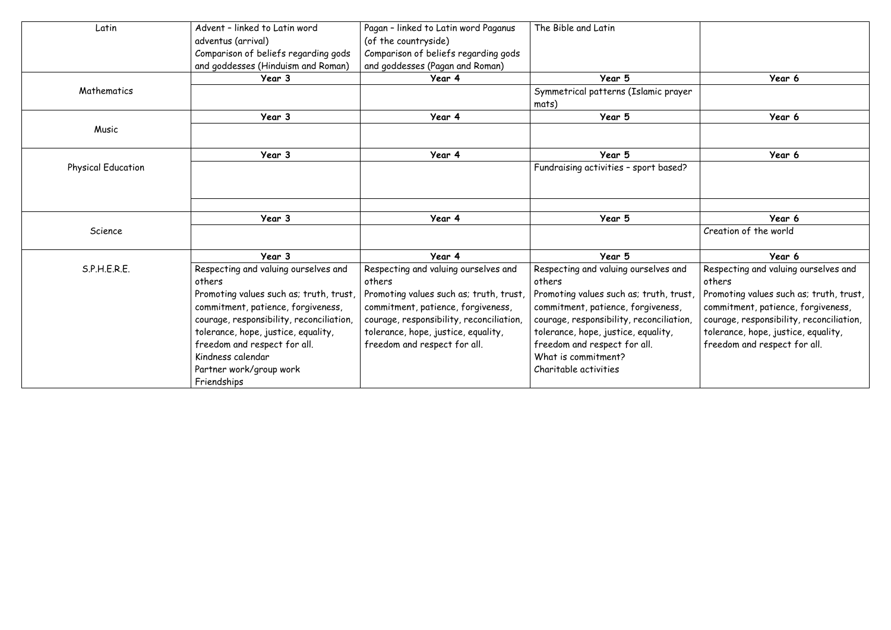| | | | | |
|---|---|---|---|---|
| Latin | Advent – linked to Latin word adventus (arrival)<br>Comparison of beliefs regarding gods and goddesses (Hinduism and Roman) | Pagan – linked to Latin word Paganus (of the countryside)<br>Comparison of beliefs regarding gods and goddesses (Pagan and Roman) | The Bible and Latin | |
| | **Year 3** | **Year 4** | **Year 5** | **Year 6** |
| Mathematics | | | Symmetrical patterns (Islamic prayer mats) | |
| | **Year 3** | **Year 4** | **Year 5** | **Year 6** |
| Music | | | | |
| | **Year 3** | **Year 4** | **Year 5** | **Year 6** |
| Physical Education | | | Fundraising activities – sport based? | |
| | | | | |
| | **Year 3** | **Year 4** | **Year 5** | **Year 6** |
| Science | | | | Creation of the world |
| | **Year 3** | **Year 4** | **Year 5** | **Year 6** |
| S.P.H.E.R.E. | Respecting and valuing ourselves and others<br>Promoting values such as; truth, trust, commitment, patience, forgiveness, courage, responsibility, reconciliation, tolerance, hope, justice, equality, freedom and respect for all.<br>Kindness calendar<br>Partner work/group work<br>Friendships | Respecting and valuing ourselves and others<br>Promoting values such as; truth, trust, commitment, patience, forgiveness, courage, responsibility, reconciliation, tolerance, hope, justice, equality, freedom and respect for all. | Respecting and valuing ourselves and others<br>Promoting values such as; truth, trust, commitment, patience, forgiveness, courage, responsibility, reconciliation, tolerance, hope, justice, equality, freedom and respect for all.<br>What is commitment?<br>Charitable activities | Respecting and valuing ourselves and others<br>Promoting values such as; truth, trust, commitment, patience, forgiveness, courage, responsibility, reconciliation, tolerance, hope, justice, equality, freedom and respect for all. |